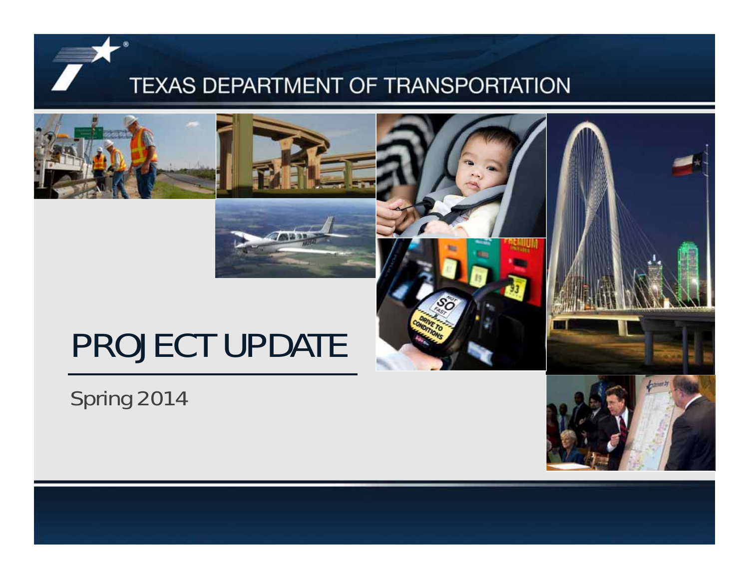TEXAS DEPARTMENT OF TRANSPORTATION

# PROJECT UPDATE

Spring 2014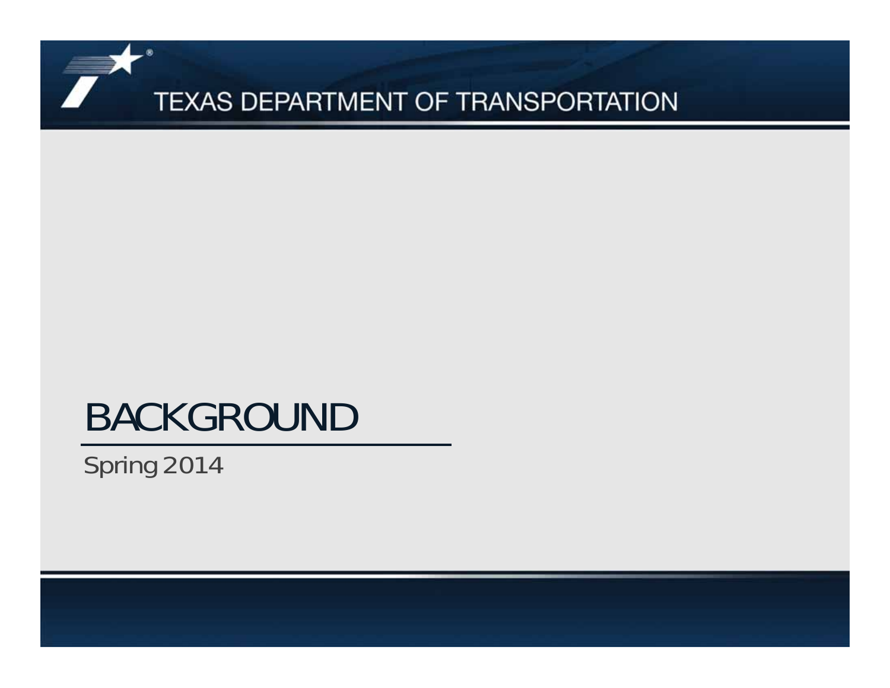# BACKGROUND

Spring 2014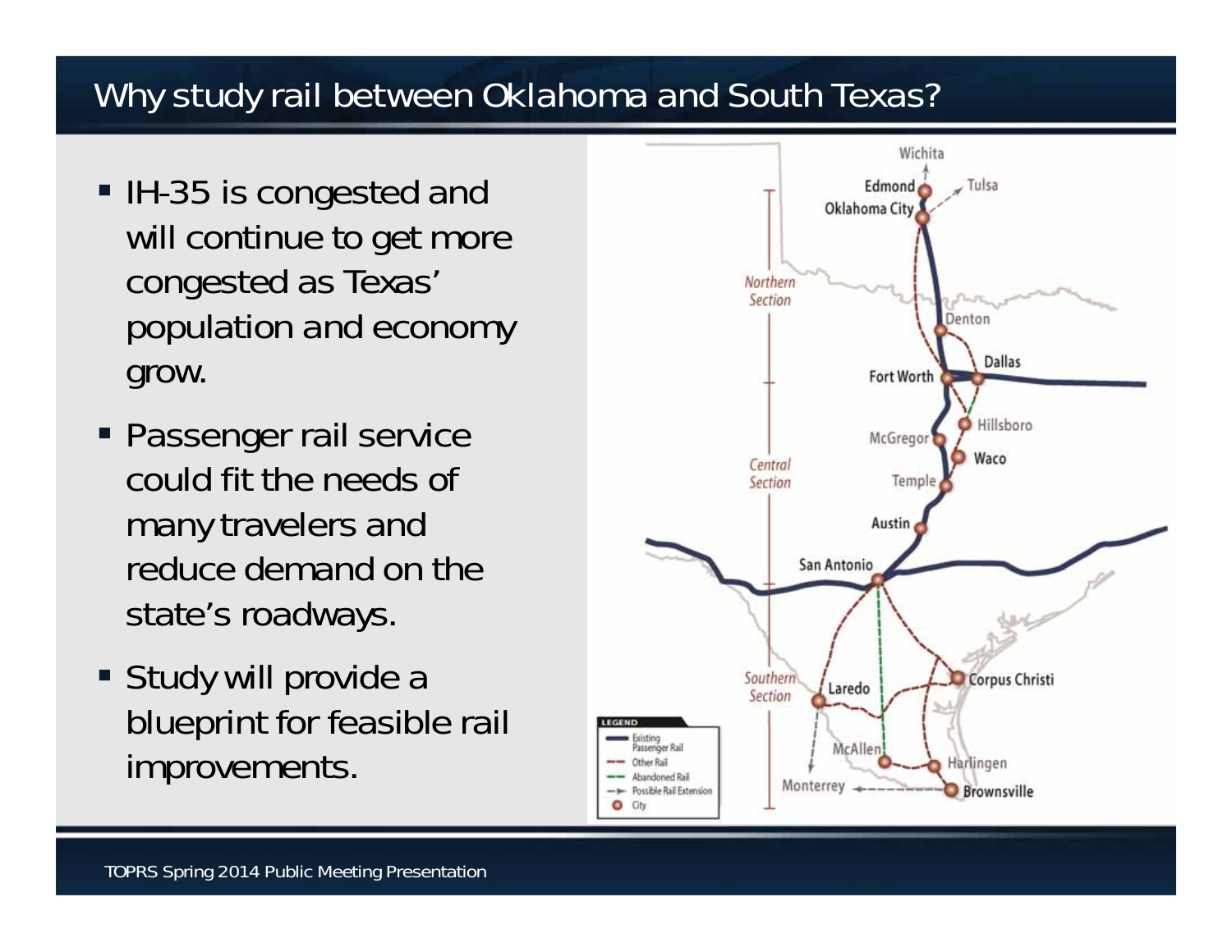# Why study rail between Oklahoma and South Texas?

- IH-35 is congested and will continue to get more congested as Texas' population and economy grow.
- Passenger rail service could fit the needs of many travelers and reduce demand on the state's roadways.
- Study will provide a blueprint for feasible rail improvements.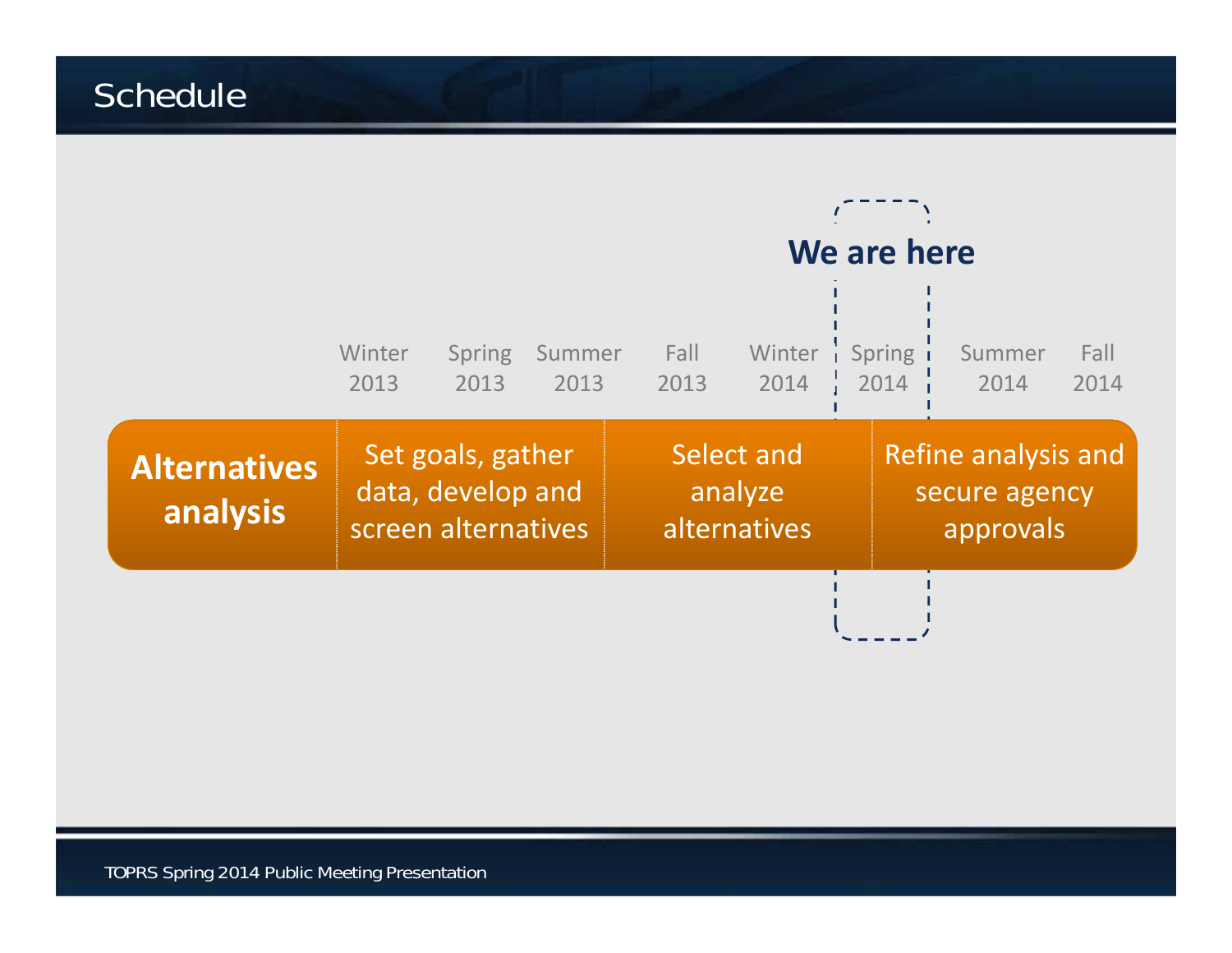# Schedule

We are here

| | Winter 2013 | Spring 2013 | Summer 2013 | Fall 2013 | Winter 2014 | Spring 2014 | Summer 2014 | Fall 2014 |
|---|---|---|---|---|---|---|---|---|
| **Alternatives analysis** | Set goals, gather data, develop and screen alternatives | | | Select and analyze alternatives | | Refine analysis and secure agency approvals | | |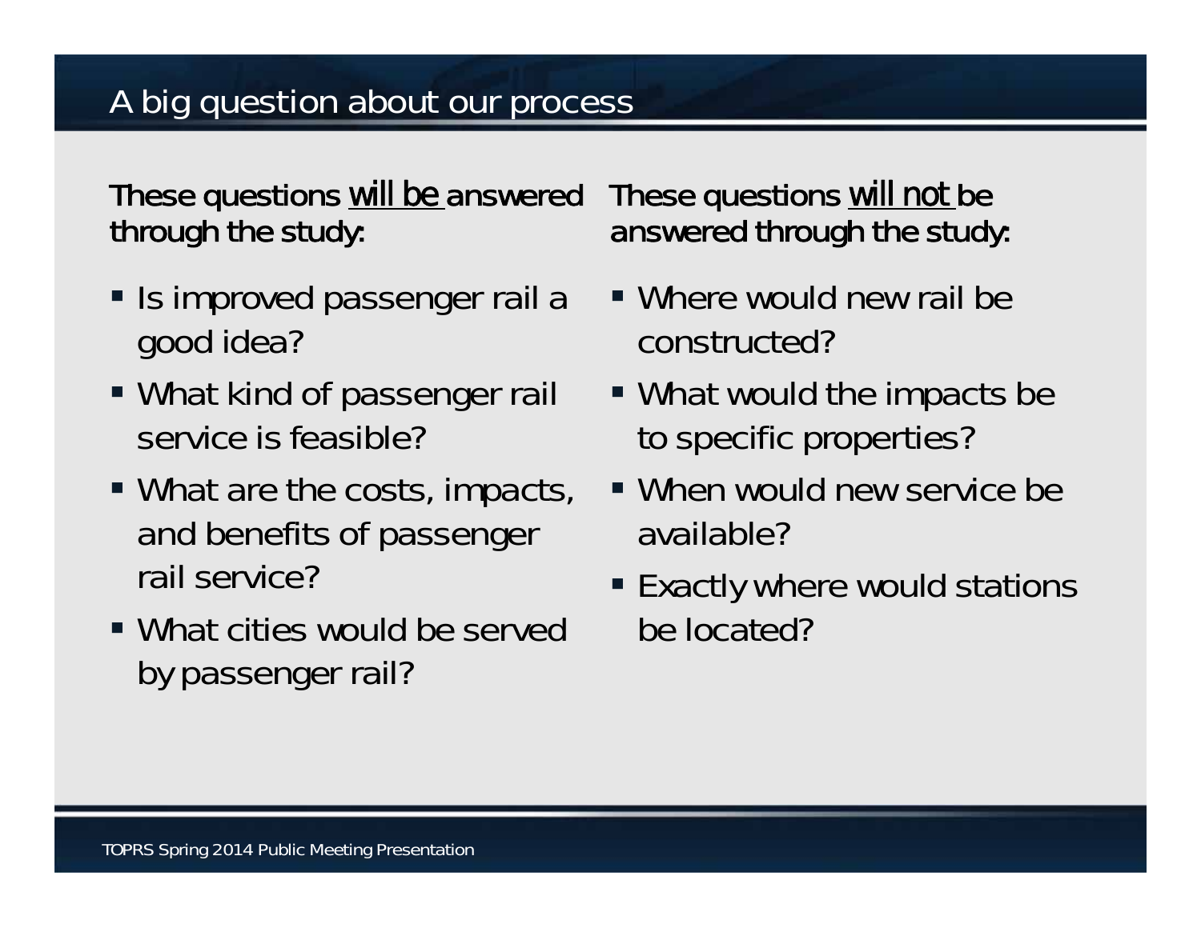# A big question about our process

These questions <u>will be</u> answered through the study:

- Is improved passenger rail a good idea?
- What kind of passenger rail service is feasible?
- What are the costs, impacts, and benefits of passenger rail service?
- What cities would be served by passenger rail?

These questions <u>will not</u> be answered through the study:

- Where would new rail be constructed?
- What would the impacts be to specific properties?
- When would new service be available?
- Exactly where would stations be located?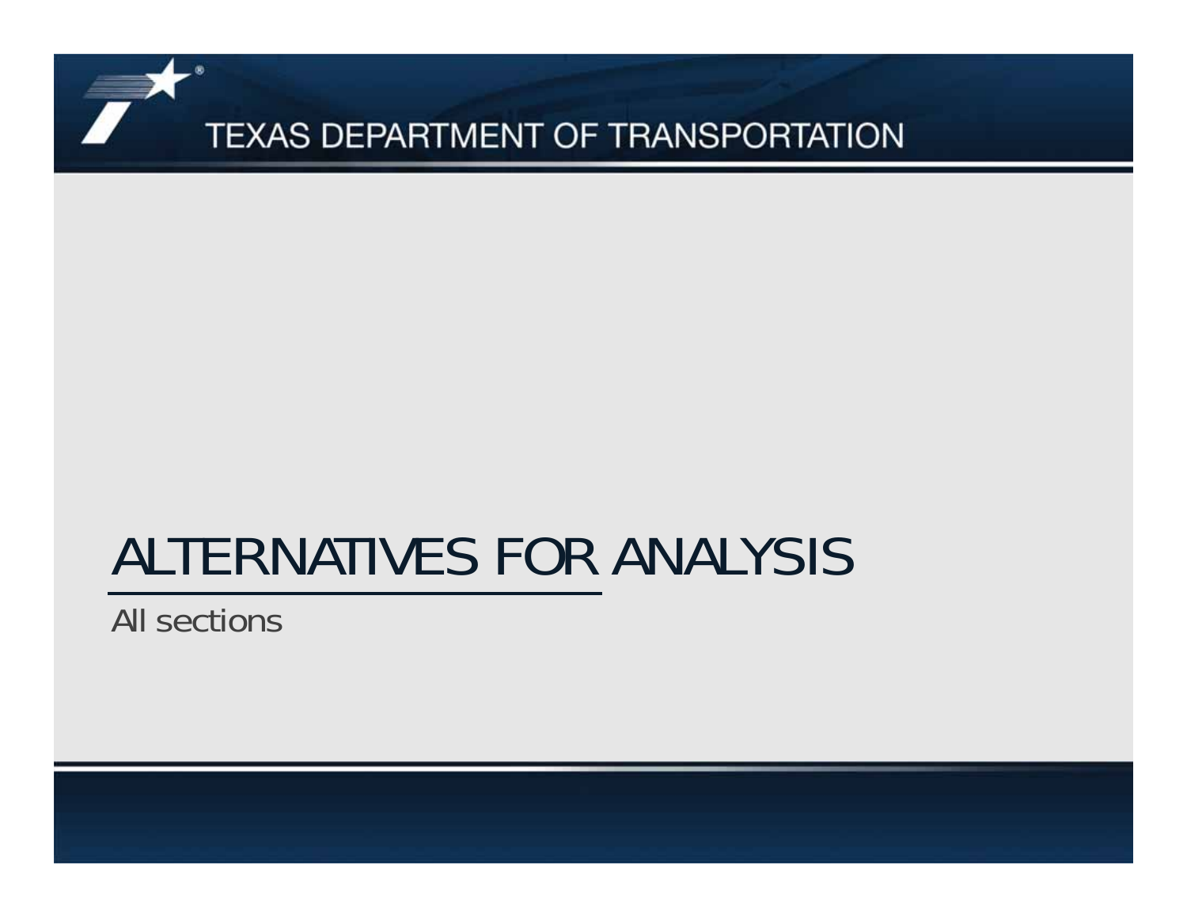# ALTERNATIVES FOR ANALYSIS

All sections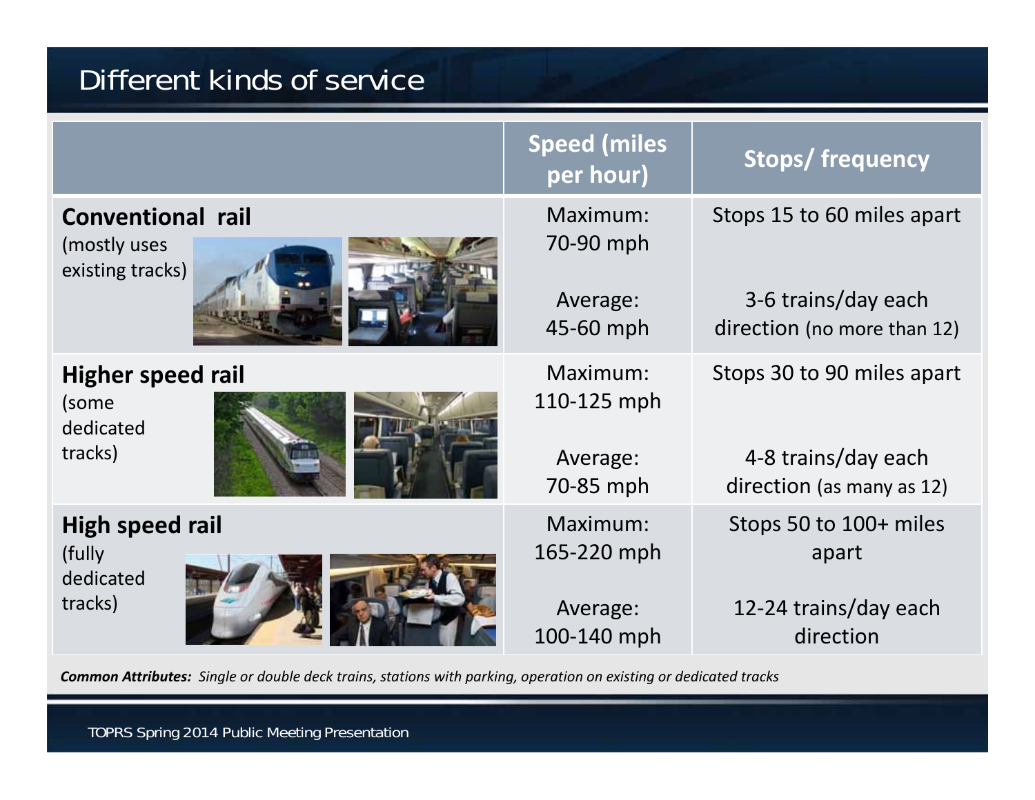# Different kinds of service

| | Speed (miles per hour) | Stops/ frequency |
|---|---|---|
| **Conventional rail** (mostly uses existing tracks) | Maximum: 70-90 mph<br><br>Average: 45-60 mph | Stops 15 to 60 miles apart<br><br>3-6 trains/day each direction (no more than 12) |
| **Higher speed rail** (some dedicated tracks) | Maximum: 110-125 mph<br><br>Average: 70-85 mph | Stops 30 to 90 miles apart<br><br>4-8 trains/day each direction (as many as 12) |
| **High speed rail** (fully dedicated tracks) | Maximum: 165-220 mph<br><br>Average: 100-140 mph | Stops 50 to 100+ miles apart<br><br>12-24 trains/day each direction |

***Common Attributes:*** *Single or double deck trains, stations with parking, operation on existing or dedicated tracks*

TOPRS Spring 2014 Public Meeting Presentation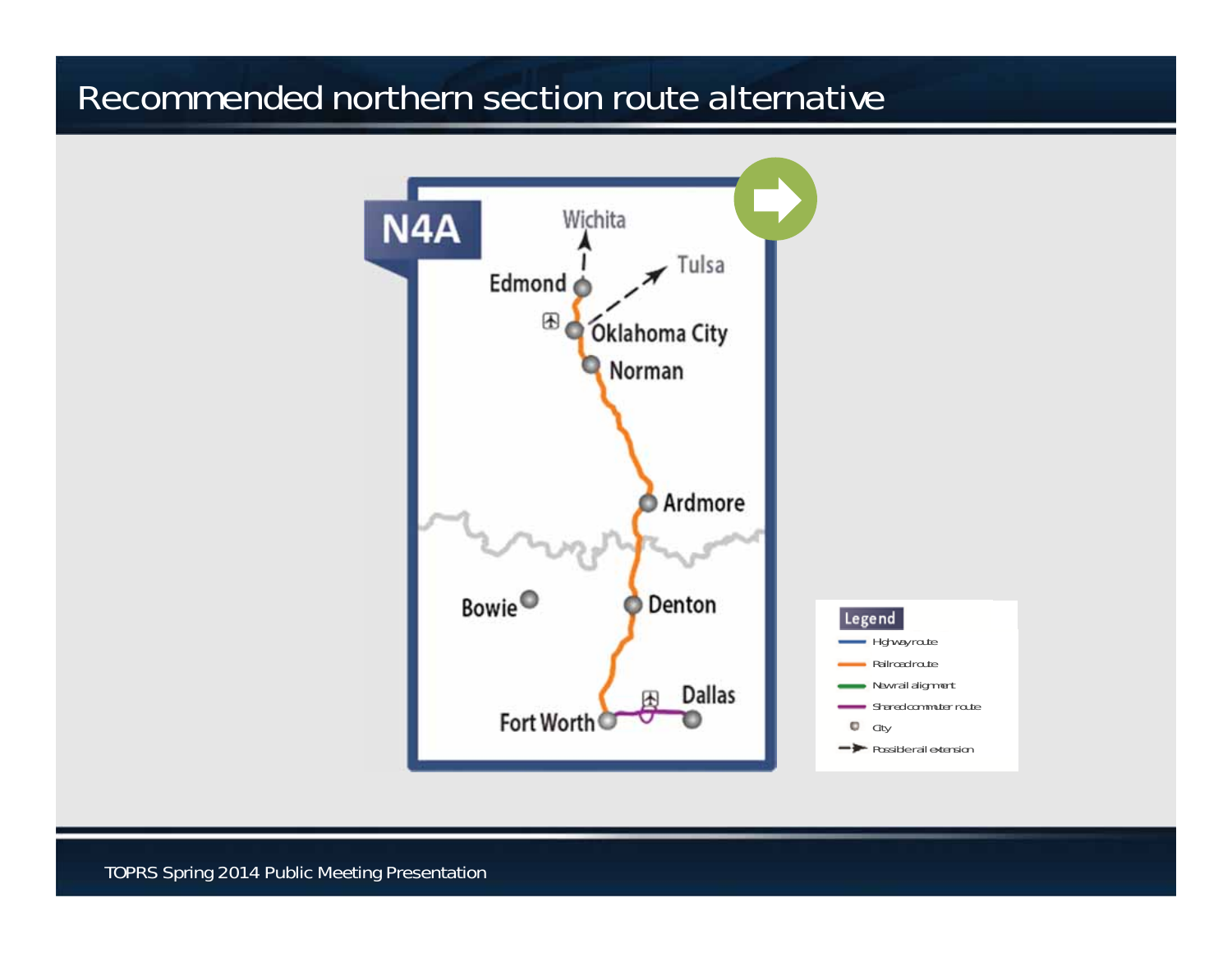# Recommended northern section route alternative

**N4A**

Wichita

Tulsa

Edmond

Oklahoma City

Norman

Ardmore

Bowie

Denton

Dallas

Fort Worth

**Legend**

- Highway route
- Railroad route
- New rail alignment
- Shared commuter route
- City
- Possible rail extension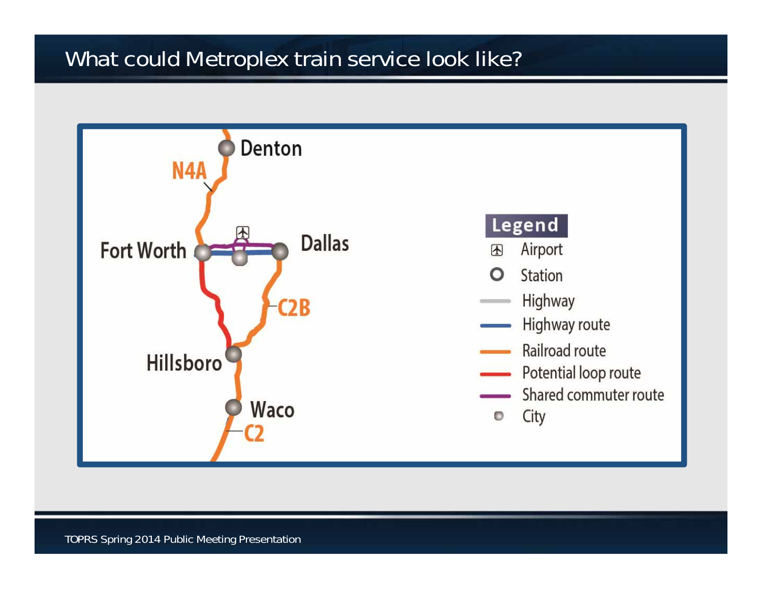# What could Metroplex train service look like?

Denton

N4A

Fort Worth

Dallas

C2B

Hillsboro

Waco

C2

**Legend**

- Airport
- Station
- Highway
- Highway route
- Railroad route
- Potential loop route
- Shared commuter route
- City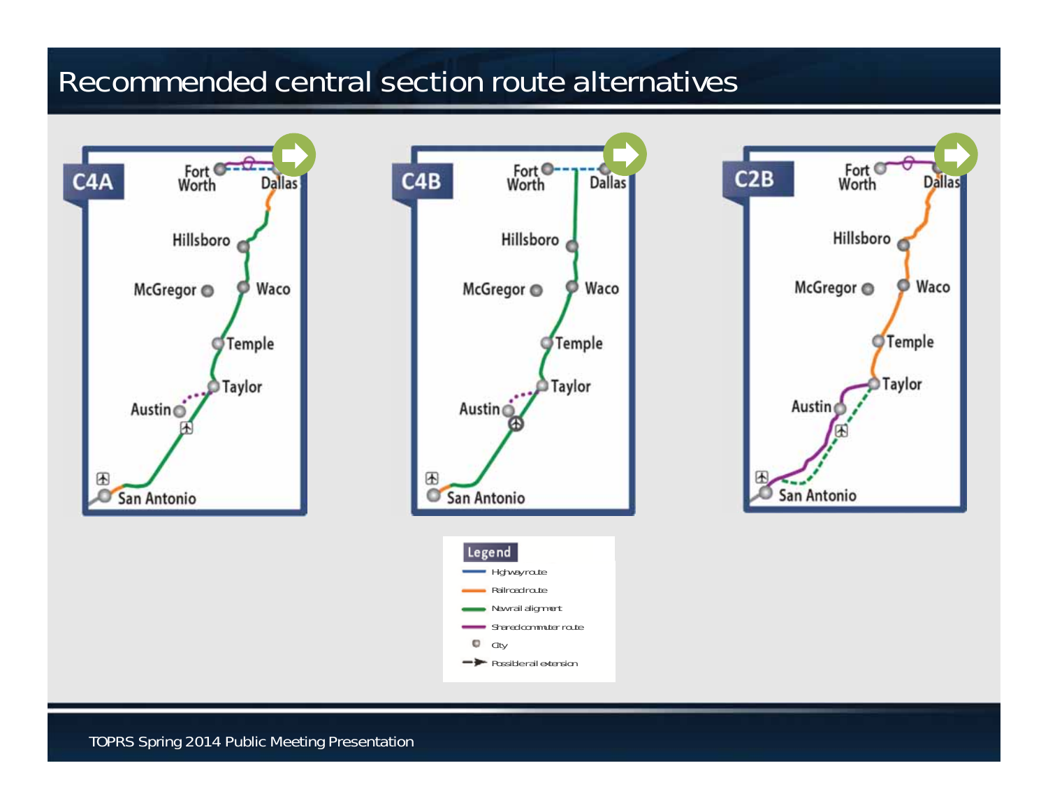# Recommended central section route alternatives

**C4A**

Fort Worth, Dallas, Hillsboro, McGregor, Waco, Temple, Taylor, Austin, San Antonio

**C4B**

Fort Worth, Dallas, Hillsboro, McGregor, Waco, Temple, Taylor, Austin, San Antonio

**C2B**

Fort Worth, Dallas, Hillsboro, McGregor, Waco, Temple, Taylor, Austin, San Antonio

**Legend**

- Highway route
- Railroad route
- New rail alignment
- Shared commuter route
- City
- Possible rail extension

TOPRS Spring 2014 Public Meeting Presentation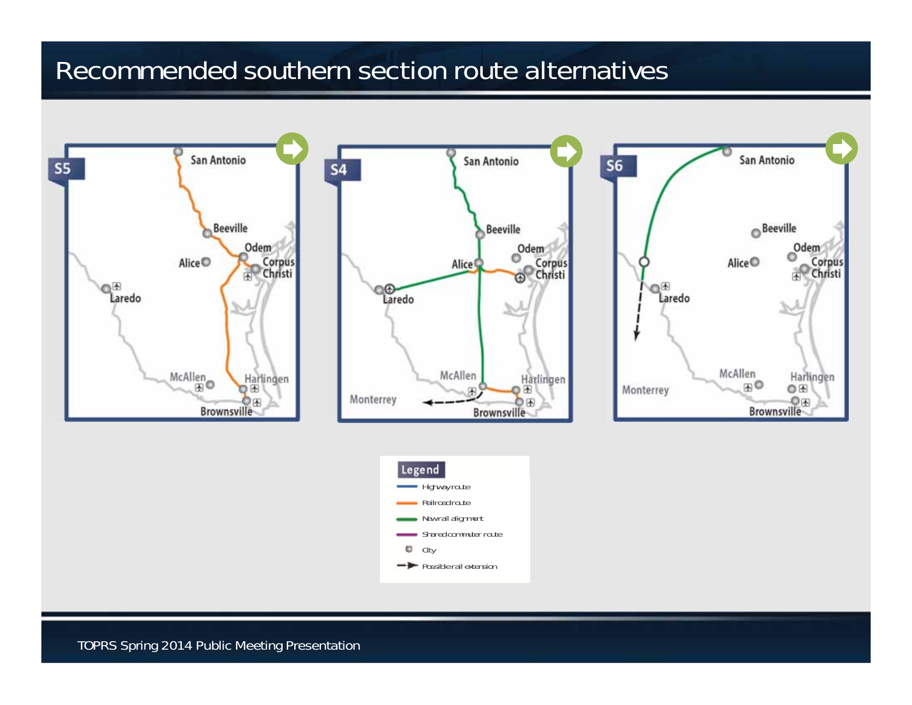# Recommended southern section route alternatives

**S5**

San Antonio
Beeville
Alice
Odem
Corpus Christi
Laredo
McAllen
Harlingen
Brownsville

**S4**

San Antonio
Beeville
Alice
Odem
Corpus Christi
Laredo
Monterrey
McAllen
Harlingen
Brownsville

**S6**

San Antonio
Beeville
Alice
Odem
Corpus Christi
Laredo
Monterrey
McAllen
Harlingen
Brownsville

**Legend**

- Highway route
- Railroad route
- New rail alignment
- Shared commuter route
- City
- Possible rail extension

TOPRS Spring 2014 Public Meeting Presentation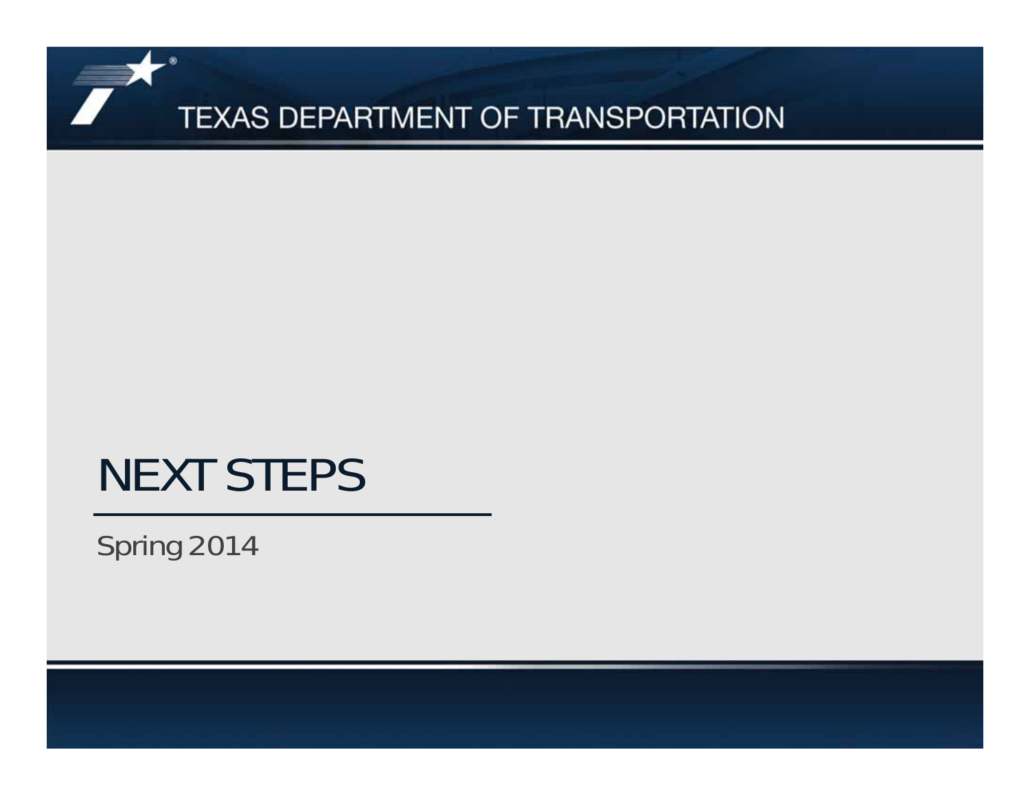TEXAS DEPARTMENT OF TRANSPORTATION

# NEXT STEPS

Spring 2014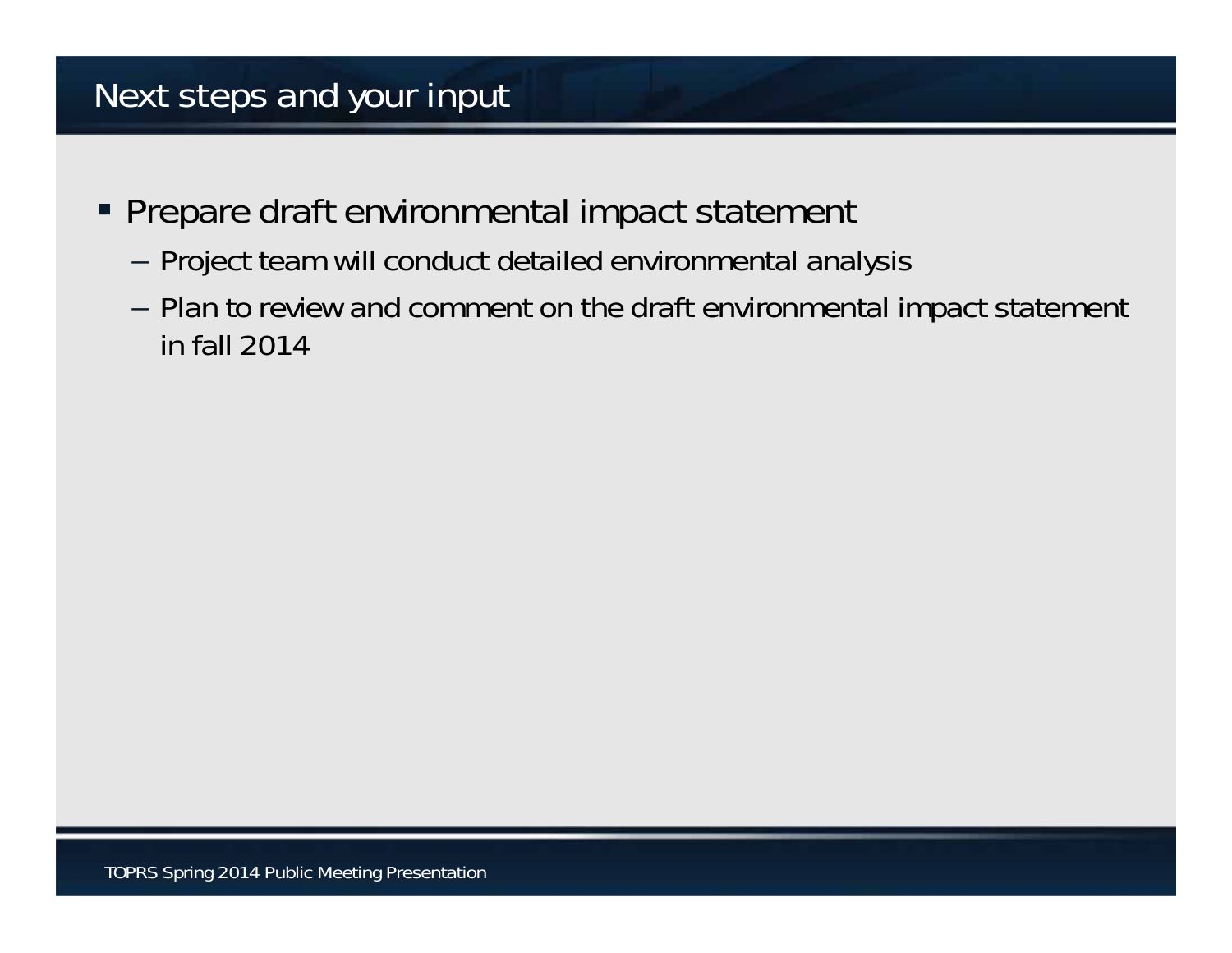# Next steps and your input

- Prepare draft environmental impact statement
  - Project team will conduct detailed environmental analysis
  - Plan to review and comment on the draft environmental impact statement in fall 2014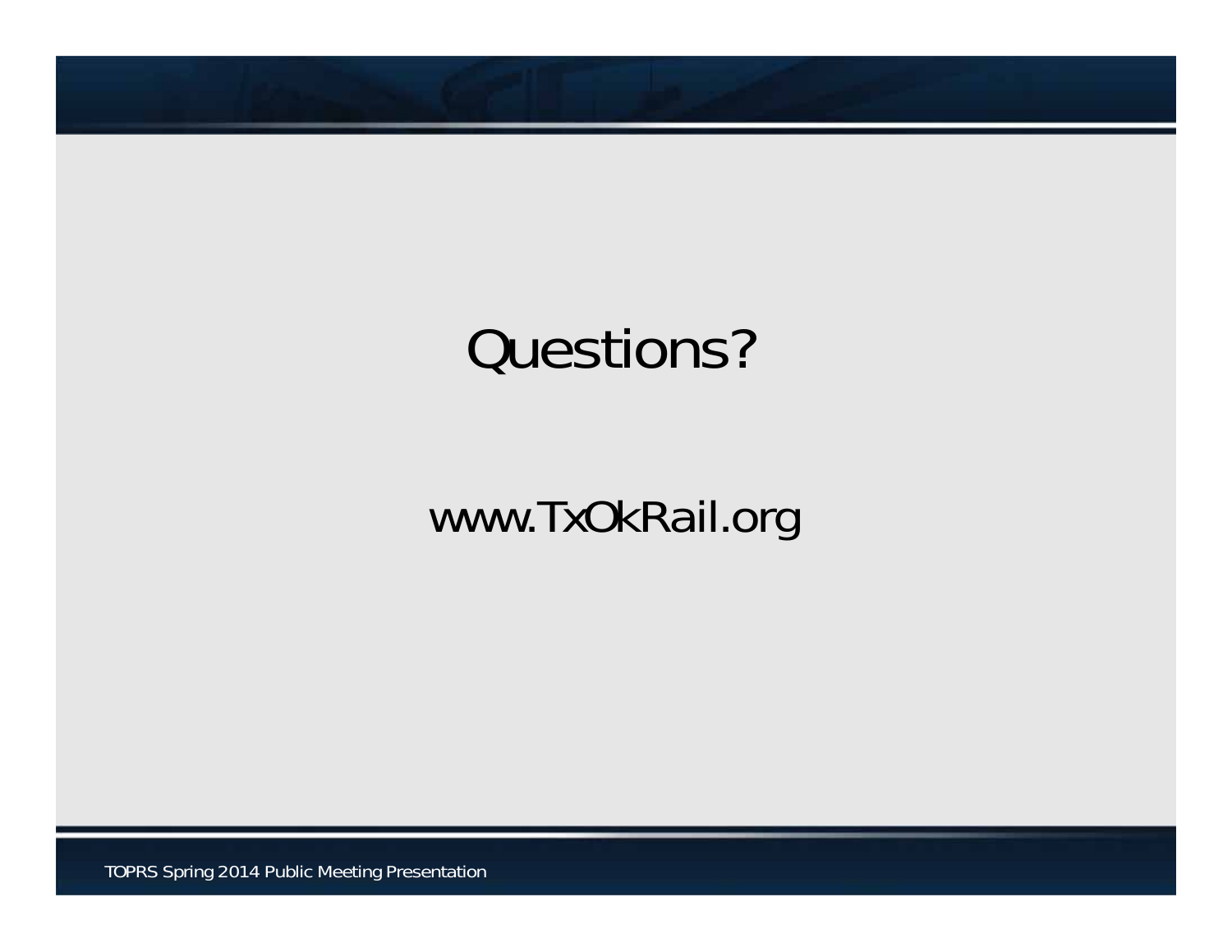# Questions?

www.TxOkRail.org